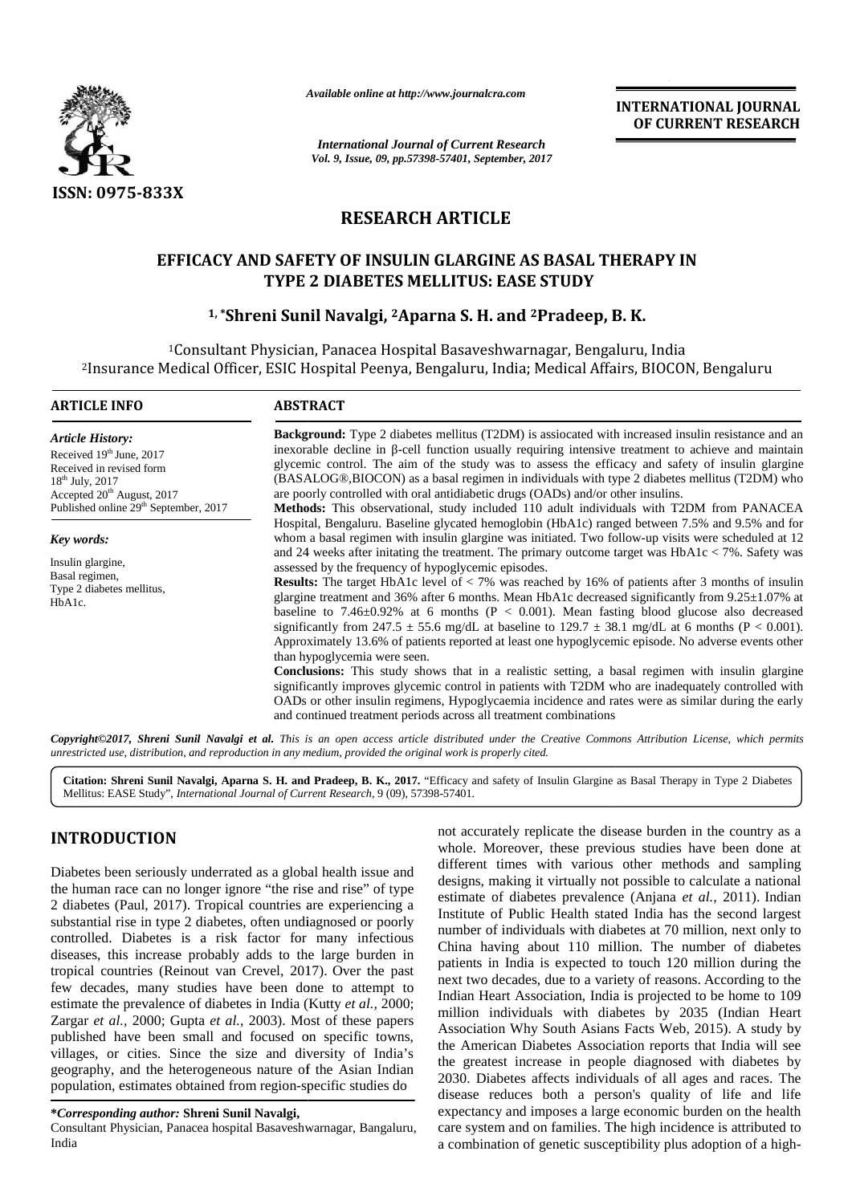ISSN: 0975-833X

*Available online at http://www.journalcra.com*

*International Journal of Current Research*
*Vol. 9, Issue, 09, pp.57398-57401, September, 2017*

**INTERNATIONAL JOURNAL OF CURRENT RESEARCH**

## RESEARCH ARTICLE

# EFFICACY AND SAFETY OF INSULIN GLARGINE AS BASAL THERAPY IN TYPE 2 DIABETES MELLITUS: EASE STUDY

**[1,*]Shreni Sunil Navalgi, [2]Aparna S. H. and [2]Pradeep, B. K.**

[1]Consultant Physician, Panacea Hospital Basaveshwarnagar, Bengaluru, India
[2]Insurance Medical Officer, ESIC Hospital Peenya, Bengaluru, India; Medical Affairs, BIOCON, Bengaluru

### ARTICLE INFO

*Article History:*

Received 19th June, 2017
Received in revised form
18th July, 2017
Accepted 20th August, 2017
Published online 29th September, 2017

*Key words:*

Insulin glargine,
Basal regimen,
Type 2 diabetes mellitus,
HbA1c.

### ABSTRACT

**Background:** Type 2 diabetes mellitus (T2DM) is assiocated with increased insulin resistance and an inexorable decline in β-cell function usually requiring intensive treatment to achieve and maintain glycemic control. The aim of the study was to assess the efficacy and safety of insulin glargine (BASALOG®,BIOCON) as a basal regimen in individuals with type 2 diabetes mellitus (T2DM) who are poorly controlled with oral antidiabetic drugs (OADs) and/or other insulins.

**Methods:** This observational, study included 110 adult individuals with T2DM from PANACEA Hospital, Bengaluru. Baseline glycated hemoglobin (HbA1c) ranged between 7.5% and 9.5% and for whom a basal regimen with insulin glargine was initiated. Two follow-up visits were scheduled at 12 and 24 weeks after initating the treatment. The primary outcome target was HbA1c < 7%. Safety was assessed by the frequency of hypoglycemic episodes.

**Results:** The target HbA1c level of < 7% was reached by 16% of patients after 3 months of insulin glargine treatment and 36% after 6 months. Mean HbA1c decreased significantly from 9.25±1.07% at baseline to 7.46±0.92% at 6 months ($P < 0.001$). Mean fasting blood glucose also decreased significantly from 247.5 ± 55.6 mg/dL at baseline to 129.7 ± 38.1 mg/dL at 6 months ($P < 0.001$). Approximately 13.6% of patients reported at least one hypoglycemic episode. No adverse events other than hypoglycemia were seen.

**Conclusions:** This study shows that in a realistic setting, a basal regimen with insulin glargine significantly improves glycemic control in patients with T2DM who are inadequately controlled with OADs or other insulin regimens, Hypoglycaemia incidence and rates were as similar during the early and continued treatment periods across all treatment combinations

***Copyright©2017, Shreni Sunil Navalgi et al.** This is an open access article distributed under the Creative Commons Attribution License, which permits unrestricted use, distribution, and reproduction in any medium, provided the original work is properly cited.*

**Citation: Shreni Sunil Navalgi, Aparna S. H. and Pradeep, B. K., 2017.** "Efficacy and safety of Insulin Glargine as Basal Therapy in Type 2 Diabetes Mellitus: EASE Study", *International Journal of Current Research*, 9 (09), 57398-57401.

## INTRODUCTION

Diabetes been seriously underrated as a global health issue and the human race can no longer ignore "the rise and rise" of type 2 diabetes (Paul, 2017). Tropical countries are experiencing a substantial rise in type 2 diabetes, often undiagnosed or poorly controlled. Diabetes is a risk factor for many infectious diseases, this increase probably adds to the large burden in tropical countries (Reinout van Crevel, 2017). Over the past few decades, many studies have been done to attempt to estimate the prevalence of diabetes in India (Kutty *et al.,* 2000; Zargar *et al.,* 2000; Gupta *et al.,* 2003). Most of these papers published have been small and focused on specific towns, villages, or cities. Since the size and diversity of India's geography, and the heterogeneous nature of the Asian Indian population, estimates obtained from region-specific studies do not accurately replicate the disease burden in the country as a whole. Moreover, these previous studies have been done at different times with various other methods and sampling designs, making it virtually not possible to calculate a national estimate of diabetes prevalence (Anjana *et al.,* 2011). Indian Institute of Public Health stated India has the second largest number of individuals with diabetes at 70 million, next only to China having about 110 million. The number of diabetes patients in India is expected to touch 120 million during the next two decades, due to a variety of reasons. According to the Indian Heart Association, India is projected to be home to 109 million individuals with diabetes by 2035 (Indian Heart Association Why South Asians Facts Web, 2015). A study by the American Diabetes Association reports that India will see the greatest increase in people diagnosed with diabetes by 2030. Diabetes affects individuals of all ages and races. The disease reduces both a person's quality of life and life expectancy and imposes a large economic burden on the health care system and on families. The high incidence is attributed to a combination of genetic susceptibility plus adoption of a high-

***Corresponding author:* Shreni Sunil Navalgi,**
Consultant Physician, Panacea hospital Basaveshwarnagar, Bangaluru, India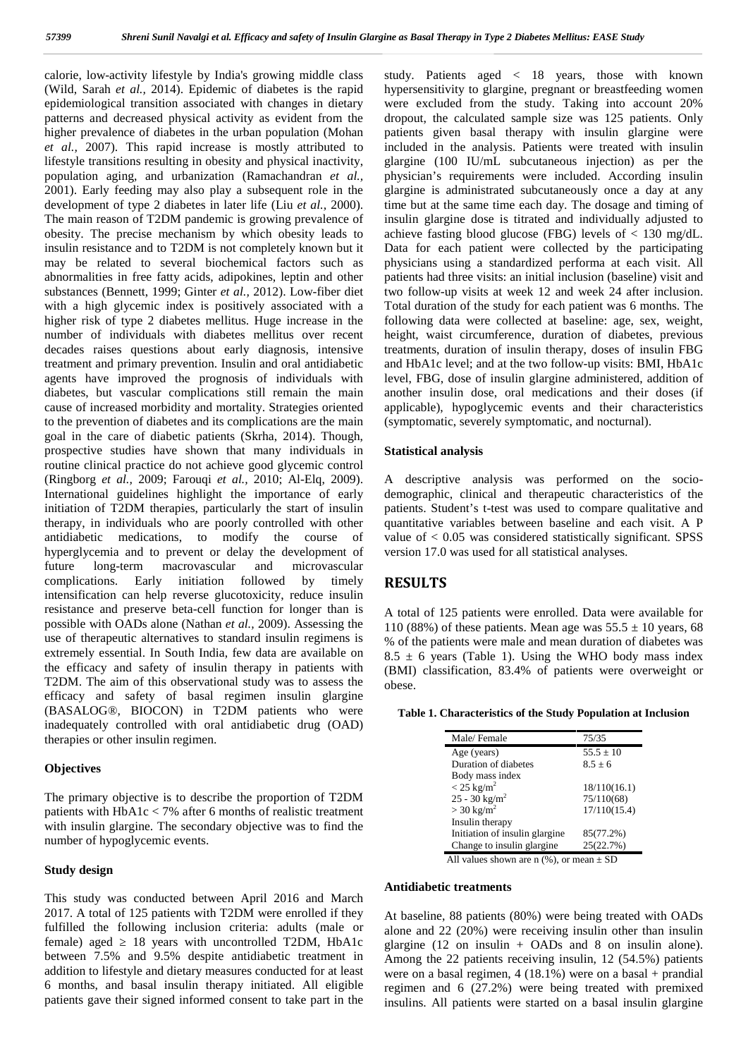calorie, low-activity lifestyle by India's growing middle class (Wild, Sarah *et al.,* 2014). Epidemic of diabetes is the rapid epidemiological transition associated with changes in dietary patterns and decreased physical activity as evident from the higher prevalence of diabetes in the urban population (Mohan *et al.,* 2007). This rapid increase is mostly attributed to lifestyle transitions resulting in obesity and physical inactivity, population aging, and urbanization (Ramachandran *et al.,* 2001). Early feeding may also play a subsequent role in the development of type 2 diabetes in later life (Liu *et al.,* 2000). The main reason of T2DM pandemic is growing prevalence of obesity. The precise mechanism by which obesity leads to insulin resistance and to T2DM is not completely known but it may be related to several biochemical factors such as abnormalities in free fatty acids, adipokines, leptin and other substances (Bennett, 1999; Ginter *et al.,* 2012). Low-fiber diet with a high glycemic index is positively associated with a higher risk of type 2 diabetes mellitus. Huge increase in the number of individuals with diabetes mellitus over recent decades raises questions about early diagnosis, intensive treatment and primary prevention. Insulin and oral antidiabetic agents have improved the prognosis of individuals with diabetes, but vascular complications still remain the main cause of increased morbidity and mortality. Strategies oriented to the prevention of diabetes and its complications are the main goal in the care of diabetic patients (Skrha, 2014). Though, prospective studies have shown that many individuals in routine clinical practice do not achieve good glycemic control (Ringborg *et al.,* 2009; Farouqi *et al.,* 2010; Al-Elq, 2009). International guidelines highlight the importance of early initiation of T2DM therapies, particularly the start of insulin therapy, in individuals who are poorly controlled with other antidiabetic medications, to modify the course of hyperglycemia and to prevent or delay the development of future long-term macrovascular and microvascular complications. Early initiation followed by timely intensification can help reverse glucotoxicity, reduce insulin resistance and preserve beta-cell function for longer than is possible with OADs alone (Nathan *et al.,* 2009). Assessing the use of therapeutic alternatives to standard insulin regimens is extremely essential. In South India, few data are available on the efficacy and safety of insulin therapy in patients with T2DM. The aim of this observational study was to assess the efficacy and safety of basal regimen insulin glargine (BASALOG®, BIOCON) in T2DM patients who were inadequately controlled with oral antidiabetic drug (OAD) therapies or other insulin regimen.

### Objectives

The primary objective is to describe the proportion of T2DM patients with HbA1c < 7% after 6 months of realistic treatment with insulin glargine. The secondary objective was to find the number of hypoglycemic events.

### Study design

This study was conducted between April 2016 and March 2017. A total of 125 patients with T2DM were enrolled if they fulfilled the following inclusion criteria: adults (male or female) aged ≥ 18 years with uncontrolled T2DM, HbA1c between 7.5% and 9.5% despite antidiabetic treatment in addition to lifestyle and dietary measures conducted for at least 6 months, and basal insulin therapy initiated. All eligible patients gave their signed informed consent to take part in the study. Patients aged < 18 years, those with known hypersensitivity to glargine, pregnant or breastfeeding women were excluded from the study. Taking into account 20% dropout, the calculated sample size was 125 patients. Only patients given basal therapy with insulin glargine were included in the analysis. Patients were treated with insulin glargine (100 IU/mL subcutaneous injection) as per the physician's requirements were included. According insulin glargine is administrated subcutaneously once a day at any time but at the same time each day. The dosage and timing of insulin glargine dose is titrated and individually adjusted to achieve fasting blood glucose (FBG) levels of < 130 mg/dL. Data for each patient were collected by the participating physicians using a standardized performa at each visit. All patients had three visits: an initial inclusion (baseline) visit and two follow-up visits at week 12 and week 24 after inclusion. Total duration of the study for each patient was 6 months. The following data were collected at baseline: age, sex, weight, height, waist circumference, duration of diabetes, previous treatments, duration of insulin therapy, doses of insulin FBG and HbA1c level; and at the two follow-up visits: BMI, HbA1c level, FBG, dose of insulin glargine administered, addition of another insulin dose, oral medications and their doses (if applicable), hypoglycemic events and their characteristics (symptomatic, severely symptomatic, and nocturnal).

### Statistical analysis

A descriptive analysis was performed on the socio-demographic, clinical and therapeutic characteristics of the patients. Student's t-test was used to compare qualitative and quantitative variables between baseline and each visit. A P value of < 0.05 was considered statistically significant. SPSS version 17.0 was used for all statistical analyses.

## RESULTS

A total of 125 patients were enrolled. Data were available for 110 (88%) of these patients. Mean age was 55.5 ± 10 years, 68 % of the patients were male and mean duration of diabetes was 8.5 ± 6 years (Table 1). Using the WHO body mass index (BMI) classification, 83.4% of patients were overweight or obese.

**Table 1. Characteristics of the Study Population at Inclusion**

| | |
|---|---|
| Male/ Female | 75/35 |
| Age (years) | 55.5 ± 10 |
| Duration of diabetes | 8.5 ± 6 |
| Body mass index | |
| < 25 kg/m$^2$ | 18/110(16.1) |
| 25 - 30 kg/m$^2$ | 75/110(68) |
| > 30 kg/m$^2$ | 17/110(15.4) |
| Insulin therapy | |
| Initiation of insulin glargine | 85(77.2%) |
| Change to insulin glargine | 25(22.7%) |

All values shown are n (%), or mean ± SD

### Antidiabetic treatments

At baseline, 88 patients (80%) were being treated with OADs alone and 22 (20%) were receiving insulin other than insulin glargine (12 on insulin + OADs and 8 on insulin alone). Among the 22 patients receiving insulin, 12 (54.5%) patients were on a basal regimen, 4 (18.1%) were on a basal + prandial regimen and 6 (27.2%) were being treated with premixed insulins. All patients were started on a basal insulin glargine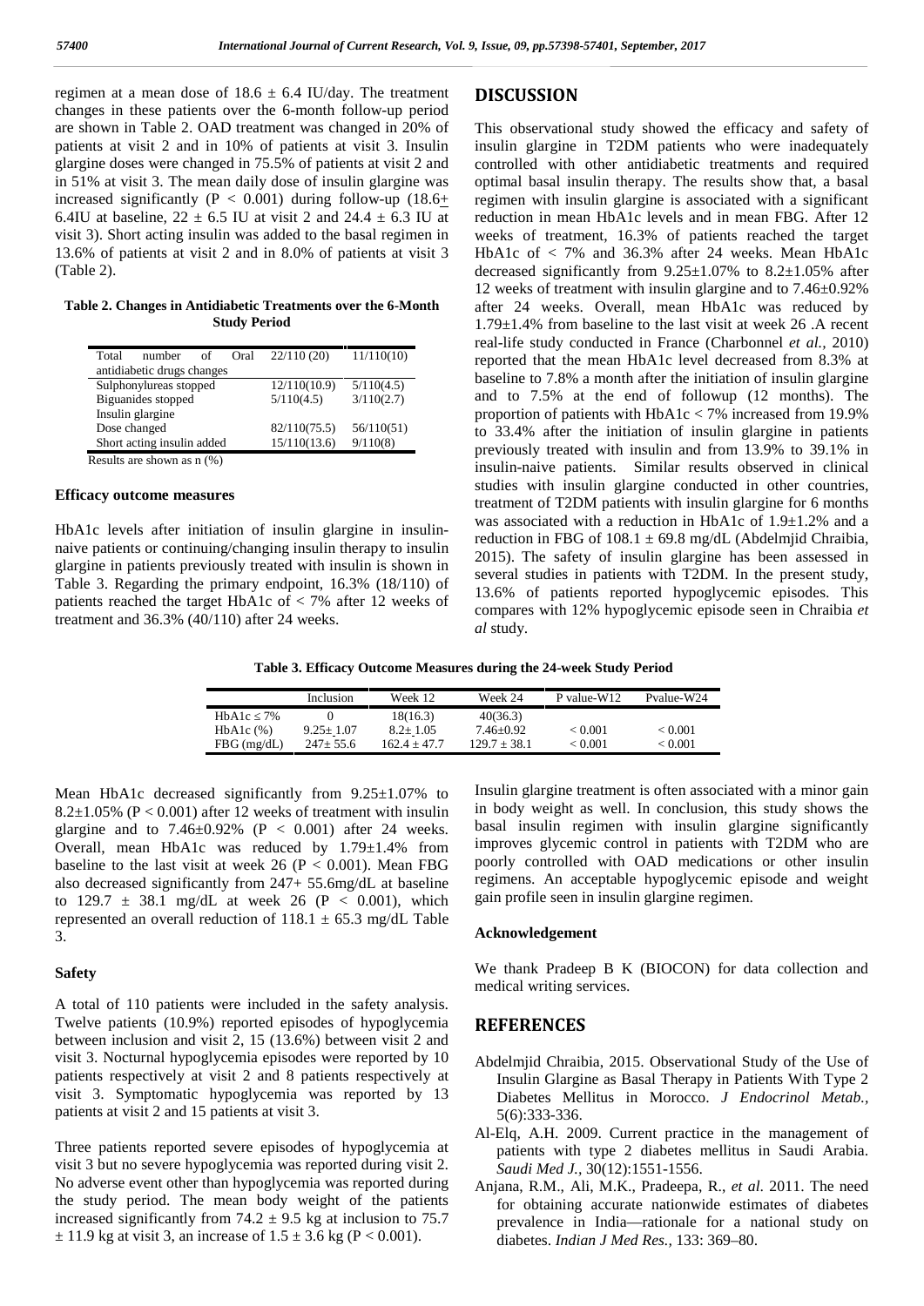regimen at a mean dose of $18.6 \pm 6.4$ IU/day. The treatment changes in these patients over the 6-month follow-up period are shown in Table 2. OAD treatment was changed in 20% of patients at visit 2 and in 10% of patients at visit 3. Insulin glargine doses were changed in 75.5% of patients at visit 2 and in 51% at visit 3. The mean daily dose of insulin glargine was increased significantly ($P < 0.001$) during follow-up ($18.6 \pm 6.4$IU at baseline, $22 \pm 6.5$ IU at visit 2 and $24.4 \pm 6.3$ IU at visit 3). Short acting insulin was added to the basal regimen in 13.6% of patients at visit 2 and in 8.0% of patients at visit 3 (Table 2).

**Table 2. Changes in Antidiabetic Treatments over the 6-Month Study Period**

| | | |
|---|---|---|
| Total number of Oral antidiabetic drugs changes | 22/110 (20) | 11/110(10) |
| Sulphonylureas stopped | 12/110(10.9) | 5/110(4.5) |
| Biguanides stopped | 5/110(4.5) | 3/110(2.7) |
| Insulin glargine | | |
| Dose changed | 82/110(75.5) | 56/110(51) |
| Short acting insulin added | 15/110(13.6) | 9/110(8) |

Results are shown as n (%)

### Efficacy outcome measures

HbA1c levels after initiation of insulin glargine in insulin-naive patients or continuing/changing insulin therapy to insulin glargine in patients previously treated with insulin is shown in Table 3. Regarding the primary endpoint, 16.3% (18/110) of patients reached the target HbA1c of < 7% after 12 weeks of treatment and 36.3% (40/110) after 24 weeks.

**Table 3. Efficacy Outcome Measures during the 24-week Study Period**

| | Inclusion | Week 12 | Week 24 | P value-W12 | Pvalue-W24 |
|---|---|---|---|---|---|
| HbA1c ≤ 7% | 0 | 18(16.3) | 40(36.3) | | |
| HbA1c (%) | $9.25 \pm 1.07$ | $8.2 \pm 1.05$ | $7.46 \pm 0.92$ | < 0.001 | < 0.001 |
| FBG (mg/dL) | $247 \pm 55.6$ | $162.4 \pm 47.7$ | $129.7 \pm 38.1$ | < 0.001 | < 0.001 |

Mean HbA1c decreased significantly from 9.25±1.07% to 8.2±1.05% ($P < 0.001$) after 12 weeks of treatment with insulin glargine and to 7.46±0.92% ($P < 0.001$) after 24 weeks. Overall, mean HbA1c was reduced by 1.79±1.4% from baseline to the last visit at week 26 ($P < 0.001$). Mean FBG also decreased significantly from 247+ 55.6mg/dL at baseline to $129.7 \pm 38.1$ mg/dL at week 26 ($P < 0.001$), which represented an overall reduction of $118.1 \pm 65.3$ mg/dL Table 3.

### Safety

A total of 110 patients were included in the safety analysis. Twelve patients (10.9%) reported episodes of hypoglycemia between inclusion and visit 2, 15 (13.6%) between visit 2 and visit 3. Nocturnal hypoglycemia episodes were reported by 10 patients respectively at visit 2 and 8 patients respectively at visit 3. Symptomatic hypoglycemia was reported by 13 patients at visit 2 and 15 patients at visit 3.

Three patients reported severe episodes of hypoglycemia at visit 3 but no severe hypoglycemia was reported during visit 2. No adverse event other than hypoglycemia was reported during the study period. The mean body weight of the patients increased significantly from $74.2 \pm 9.5$ kg at inclusion to $75.7 \pm 11.9$ kg at visit 3, an increase of $1.5 \pm 3.6$ kg ($P < 0.001$).

## DISCUSSION

This observational study showed the efficacy and safety of insulin glargine in T2DM patients who were inadequately controlled with other antidiabetic treatments and required optimal basal insulin therapy. The results show that, a basal regimen with insulin glargine is associated with a significant reduction in mean HbA1c levels and in mean FBG. After 12 weeks of treatment, 16.3% of patients reached the target HbA1c of < 7% and 36.3% after 24 weeks. Mean HbA1c decreased significantly from 9.25±1.07% to 8.2±1.05% after 12 weeks of treatment with insulin glargine and to 7.46±0.92% after 24 weeks. Overall, mean HbA1c was reduced by 1.79±1.4% from baseline to the last visit at week 26 .A recent real-life study conducted in France (Charbonnel *et al.,* 2010) reported that the mean HbA1c level decreased from 8.3% at baseline to 7.8% a month after the initiation of insulin glargine and to 7.5% at the end of followup (12 months). The proportion of patients with HbA1c < 7% increased from 19.9% to 33.4% after the initiation of insulin glargine in patients previously treated with insulin and from 13.9% to 39.1% in insulin-naive patients. Similar results observed in clinical studies with insulin glargine conducted in other countries, treatment of T2DM patients with insulin glargine for 6 months was associated with a reduction in HbA1c of 1.9±1.2% and a reduction in FBG of $108.1 \pm 69.8$ mg/dL (Abdelmjid Chraibia, 2015). The safety of insulin glargine has been assessed in several studies in patients with T2DM. In the present study, 13.6% of patients reported hypoglycemic episodes. This compares with 12% hypoglycemic episode seen in Chraibia *et al* study.

Insulin glargine treatment is often associated with a minor gain in body weight as well. In conclusion, this study shows the basal insulin regimen with insulin glargine significantly improves glycemic control in patients with T2DM who are poorly controlled with OAD medications or other insulin regimens. An acceptable hypoglycemic episode and weight gain profile seen in insulin glargine regimen.

### Acknowledgement

We thank Pradeep B K (BIOCON) for data collection and medical writing services.

## REFERENCES

Abdelmjid Chraibia, 2015. Observational Study of the Use of Insulin Glargine as Basal Therapy in Patients With Type 2 Diabetes Mellitus in Morocco. *J Endocrinol Metab.,* 5(6):333-336.

Al-Elq, A.H. 2009. Current practice in the management of patients with type 2 diabetes mellitus in Saudi Arabia. *Saudi Med J.,* 30(12):1551-1556.

Anjana, R.M., Ali, M.K., Pradeepa, R., *et al.* 2011. The need for obtaining accurate nationwide estimates of diabetes prevalence in India—rationale for a national study on diabetes. *Indian J Med Res.,* 133: 369–80.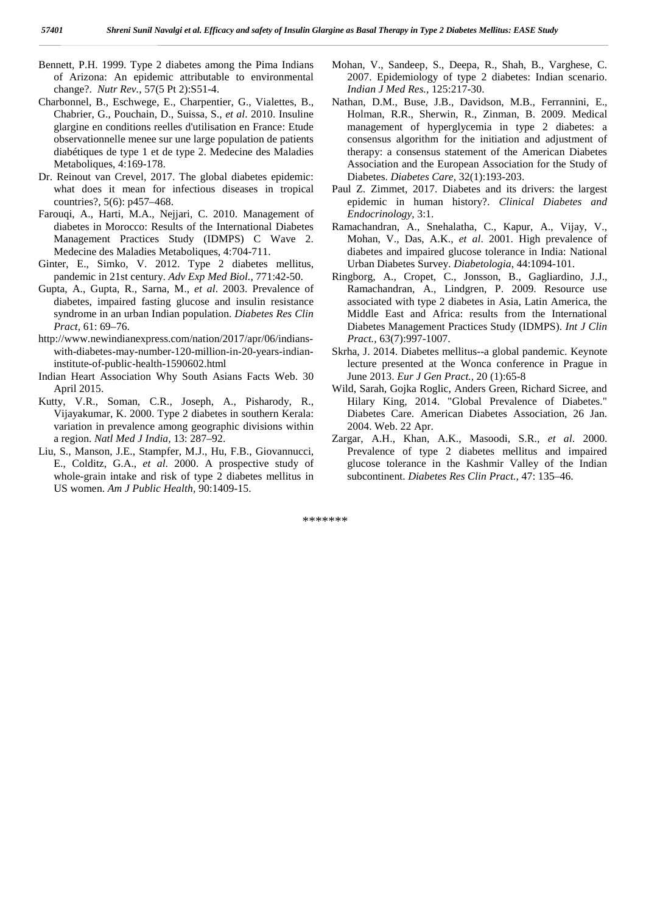Bennett, P.H. 1999. Type 2 diabetes among the Pima Indians of Arizona: An epidemic attributable to environmental change?. *Nutr Rev.,* 57(5 Pt 2):S51-4.

Charbonnel, B., Eschwege, E., Charpentier, G., Vialettes, B., Chabrier, G., Pouchain, D., Suissa, S., *et al*. 2010. Insuline glargine en conditions reelles d'utilisation en France: Etude observationnelle menee sur une large population de patients diabétiques de type 1 et de type 2. Medecine des Maladies Metaboliques, 4:169-178.

Dr. Reinout van Crevel, 2017. The global diabetes epidemic: what does it mean for infectious diseases in tropical countries?, 5(6): p457–468.

Farouqi, A., Harti, M.A., Nejjari, C. 2010. Management of diabetes in Morocco: Results of the International Diabetes Management Practices Study (IDMPS) C Wave 2. Medecine des Maladies Metaboliques, 4:704-711.

Ginter, E., Simko, V. 2012. Type 2 diabetes mellitus, pandemic in 21st century. *Adv Exp Med Biol.,* 771:42-50.

Gupta, A., Gupta, R., Sarna, M., *et al*. 2003. Prevalence of diabetes, impaired fasting glucose and insulin resistance syndrome in an urban Indian population. *Diabetes Res Clin Pract,* 61: 69–76.

http://www.newindianexpress.com/nation/2017/apr/06/indians-with-diabetes-may-number-120-million-in-20-years-indian-institute-of-public-health-1590602.html

Indian Heart Association Why South Asians Facts Web. 30 April 2015.

Kutty, V.R., Soman, C.R., Joseph, A., Pisharody, R., Vijayakumar, K. 2000. Type 2 diabetes in southern Kerala: variation in prevalence among geographic divisions within a region. *Natl Med J India,* 13: 287–92.

Liu, S., Manson, J.E., Stampfer, M.J., Hu, F.B., Giovannucci, E., Colditz, G.A., *et al*. 2000. A prospective study of whole-grain intake and risk of type 2 diabetes mellitus in US women. *Am J Public Health,* 90:1409-15.

Mohan, V., Sandeep, S., Deepa, R., Shah, B., Varghese, C. 2007. Epidemiology of type 2 diabetes: Indian scenario. *Indian J Med Res.,* 125:217-30.

Nathan, D.M., Buse, J.B., Davidson, M.B., Ferrannini, E., Holman, R.R., Sherwin, R., Zinman, B. 2009. Medical management of hyperglycemia in type 2 diabetes: a consensus algorithm for the initiation and adjustment of therapy: a consensus statement of the American Diabetes Association and the European Association for the Study of Diabetes. *Diabetes Care,* 32(1):193-203.

Paul Z. Zimmet, 2017. Diabetes and its drivers: the largest epidemic in human history?. *Clinical Diabetes and Endocrinology,* 3:1.

Ramachandran, A., Snehalatha, C., Kapur, A., Vijay, V., Mohan, V., Das, A.K., *et al*. 2001. High prevalence of diabetes and impaired glucose tolerance in India: National Urban Diabetes Survey. *Diabetologia,* 44:1094-101.

Ringborg, A., Cropet, C., Jonsson, B., Gagliardino, J.J., Ramachandran, A., Lindgren, P. 2009. Resource use associated with type 2 diabetes in Asia, Latin America, the Middle East and Africa: results from the International Diabetes Management Practices Study (IDMPS). *Int J Clin Pract.,* 63(7):997-1007.

Skrha, J. 2014. Diabetes mellitus--a global pandemic. Keynote lecture presented at the Wonca conference in Prague in June 2013. *Eur J Gen Pract.,* 20 (1):65-8

Wild, Sarah, Gojka Roglic, Anders Green, Richard Sicree, and Hilary King, 2014. "Global Prevalence of Diabetes." Diabetes Care. American Diabetes Association, 26 Jan. 2004. Web. 22 Apr.

Zargar, A.H., Khan, A.K., Masoodi, S.R., *et al*. 2000. Prevalence of type 2 diabetes mellitus and impaired glucose tolerance in the Kashmir Valley of the Indian subcontinent. *Diabetes Res Clin Pract.,* 47: 135–46.

*******